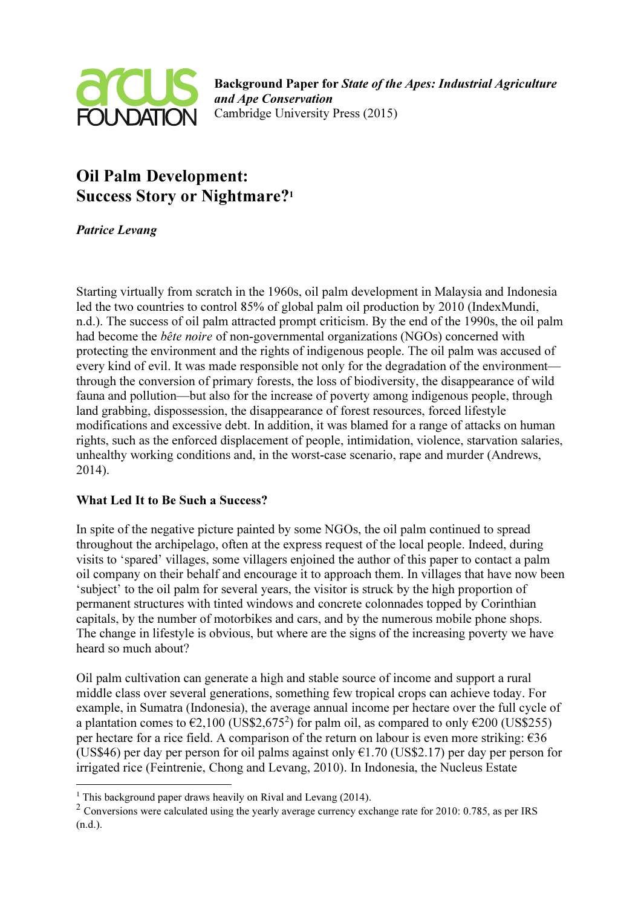**Background Paper for *State of the Apes: Industrial Agriculture and Ape Conservation***
Cambridge University Press (2015)

# Oil Palm Development: Success Story or Nightmare?[1]

***Patrice Levang***

Starting virtually from scratch in the 1960s, oil palm development in Malaysia and Indonesia led the two countries to control 85% of global palm oil production by 2010 (IndexMundi, n.d.). The success of oil palm attracted prompt criticism. By the end of the 1990s, the oil palm had become the *bête noire* of non-governmental organizations (NGOs) concerned with protecting the environment and the rights of indigenous people. The oil palm was accused of every kind of evil. It was made responsible not only for the degradation of the environment—through the conversion of primary forests, the loss of biodiversity, the disappearance of wild fauna and pollution—but also for the increase of poverty among indigenous people, through land grabbing, dispossession, the disappearance of forest resources, forced lifestyle modifications and excessive debt. In addition, it was blamed for a range of attacks on human rights, such as the enforced displacement of people, intimidation, violence, starvation salaries, unhealthy working conditions and, in the worst-case scenario, rape and murder (Andrews, 2014).

**What Led It to Be Such a Success?**

In spite of the negative picture painted by some NGOs, the oil palm continued to spread throughout the archipelago, often at the express request of the local people. Indeed, during visits to 'spared' villages, some villagers enjoined the author of this paper to contact a palm oil company on their behalf and encourage it to approach them. In villages that have now been 'subject' to the oil palm for several years, the visitor is struck by the high proportion of permanent structures with tinted windows and concrete colonnades topped by Corinthian capitals, by the number of motorbikes and cars, and by the numerous mobile phone shops. The change in lifestyle is obvious, but where are the signs of the increasing poverty we have heard so much about?

Oil palm cultivation can generate a high and stable source of income and support a rural middle class over several generations, something few tropical crops can achieve today. For example, in Sumatra (Indonesia), the average annual income per hectare over the full cycle of a plantation comes to €2,100 (US$2,675[2]) for palm oil, as compared to only €200 (US$255) per hectare for a rice field. A comparison of the return on labour is even more striking: €36 (US$46) per day per person for oil palms against only €1.70 (US$2.17) per day per person for irrigated rice (Feintrenie, Chong and Levang, 2010). In Indonesia, the Nucleus Estate

---

[1] This background paper draws heavily on Rival and Levang (2014).

[2] Conversions were calculated using the yearly average currency exchange rate for 2010: 0.785, as per IRS (n.d.).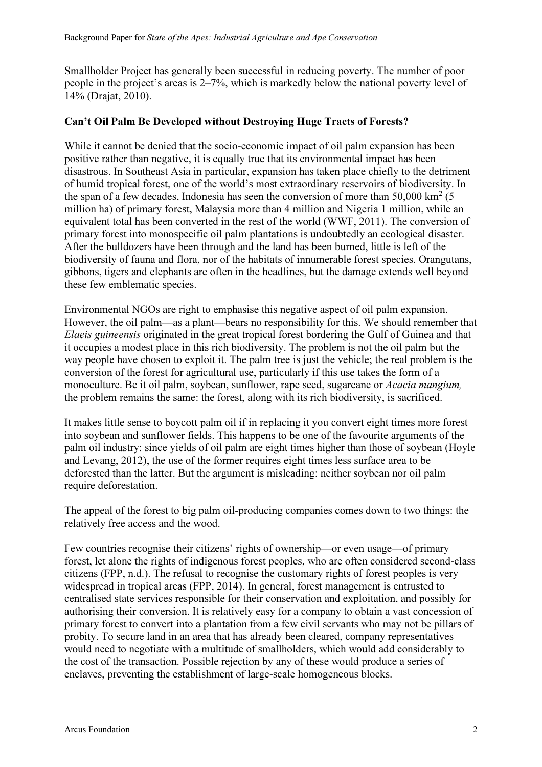Smallholder Project has generally been successful in reducing poverty. The number of poor people in the project's areas is 2–7%, which is markedly below the national poverty level of 14% (Drajat, 2010).

**Can't Oil Palm Be Developed without Destroying Huge Tracts of Forests?**

While it cannot be denied that the socio-economic impact of oil palm expansion has been positive rather than negative, it is equally true that its environmental impact has been disastrous. In Southeast Asia in particular, expansion has taken place chiefly to the detriment of humid tropical forest, one of the world's most extraordinary reservoirs of biodiversity. In the span of a few decades, Indonesia has seen the conversion of more than 50,000 km$^2$ (5 million ha) of primary forest, Malaysia more than 4 million and Nigeria 1 million, while an equivalent total has been converted in the rest of the world (WWF, 2011). The conversion of primary forest into monospecific oil palm plantations is undoubtedly an ecological disaster. After the bulldozers have been through and the land has been burned, little is left of the biodiversity of fauna and flora, nor of the habitats of innumerable forest species. Orangutans, gibbons, tigers and elephants are often in the headlines, but the damage extends well beyond these few emblematic species.

Environmental NGOs are right to emphasise this negative aspect of oil palm expansion. However, the oil palm—as a plant—bears no responsibility for this. We should remember that *Elaeis guineensis* originated in the great tropical forest bordering the Gulf of Guinea and that it occupies a modest place in this rich biodiversity. The problem is not the oil palm but the way people have chosen to exploit it. The palm tree is just the vehicle; the real problem is the conversion of the forest for agricultural use, particularly if this use takes the form of a monoculture. Be it oil palm, soybean, sunflower, rape seed, sugarcane or *Acacia mangium,* the problem remains the same: the forest, along with its rich biodiversity, is sacrificed.

It makes little sense to boycott palm oil if in replacing it you convert eight times more forest into soybean and sunflower fields. This happens to be one of the favourite arguments of the palm oil industry: since yields of oil palm are eight times higher than those of soybean (Hoyle and Levang, 2012), the use of the former requires eight times less surface area to be deforested than the latter. But the argument is misleading: neither soybean nor oil palm require deforestation.

The appeal of the forest to big palm oil-producing companies comes down to two things: the relatively free access and the wood.

Few countries recognise their citizens' rights of ownership—or even usage—of primary forest, let alone the rights of indigenous forest peoples, who are often considered second-class citizens (FPP, n.d.). The refusal to recognise the customary rights of forest peoples is very widespread in tropical areas (FPP, 2014). In general, forest management is entrusted to centralised state services responsible for their conservation and exploitation, and possibly for authorising their conversion. It is relatively easy for a company to obtain a vast concession of primary forest to convert into a plantation from a few civil servants who may not be pillars of probity. To secure land in an area that has already been cleared, company representatives would need to negotiate with a multitude of smallholders, which would add considerably to the cost of the transaction. Possible rejection by any of these would produce a series of enclaves, preventing the establishment of large-scale homogeneous blocks.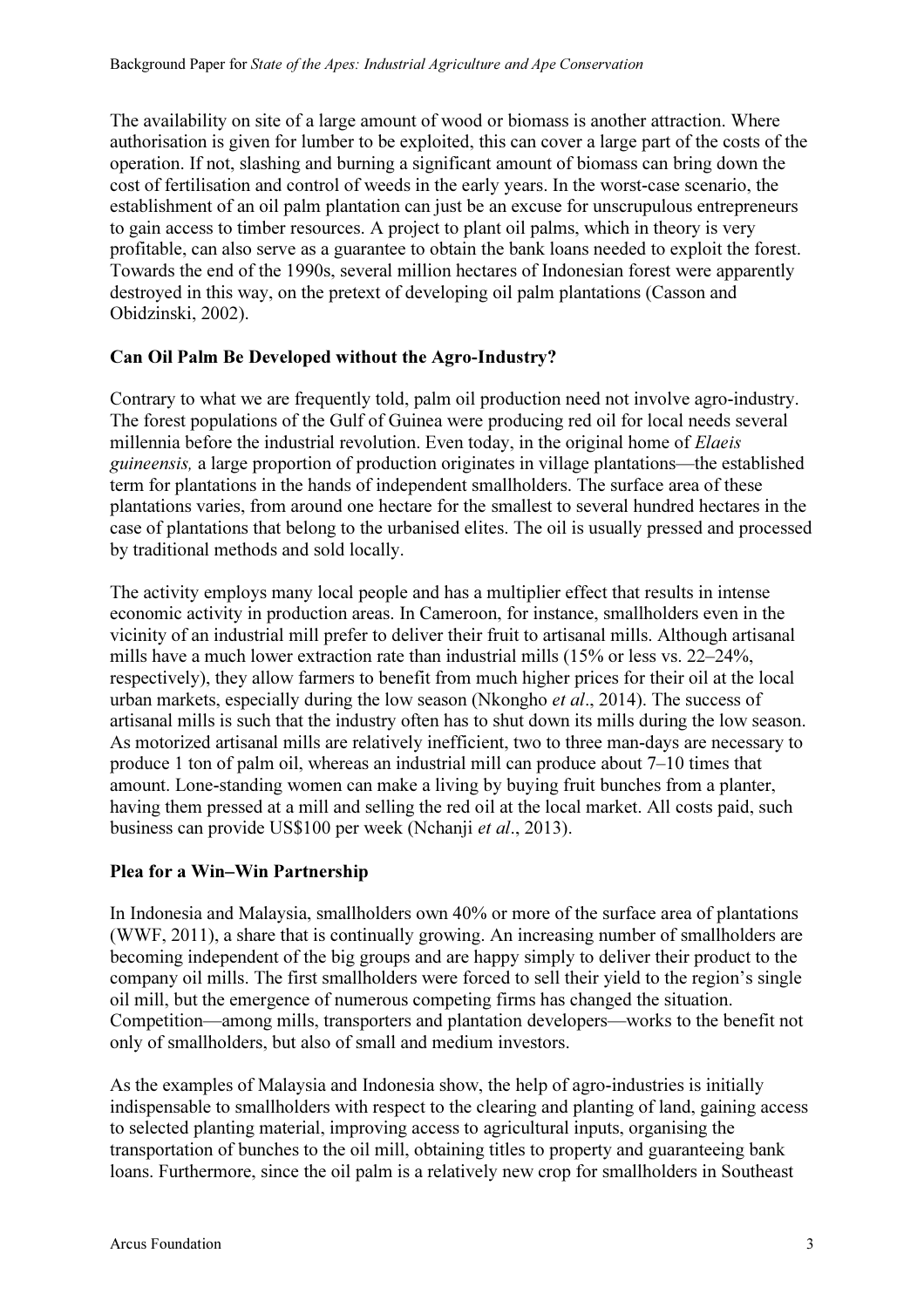The availability on site of a large amount of wood or biomass is another attraction. Where authorisation is given for lumber to be exploited, this can cover a large part of the costs of the operation. If not, slashing and burning a significant amount of biomass can bring down the cost of fertilisation and control of weeds in the early years. In the worst-case scenario, the establishment of an oil palm plantation can just be an excuse for unscrupulous entrepreneurs to gain access to timber resources. A project to plant oil palms, which in theory is very profitable, can also serve as a guarantee to obtain the bank loans needed to exploit the forest. Towards the end of the 1990s, several million hectares of Indonesian forest were apparently destroyed in this way, on the pretext of developing oil palm plantations (Casson and Obidzinski, 2002).

## Can Oil Palm Be Developed without the Agro-Industry?

Contrary to what we are frequently told, palm oil production need not involve agro-industry. The forest populations of the Gulf of Guinea were producing red oil for local needs several millennia before the industrial revolution. Even today, in the original home of *Elaeis guineensis,* a large proportion of production originates in village plantations—the established term for plantations in the hands of independent smallholders. The surface area of these plantations varies, from around one hectare for the smallest to several hundred hectares in the case of plantations that belong to the urbanised elites. The oil is usually pressed and processed by traditional methods and sold locally.

The activity employs many local people and has a multiplier effect that results in intense economic activity in production areas. In Cameroon, for instance, smallholders even in the vicinity of an industrial mill prefer to deliver their fruit to artisanal mills. Although artisanal mills have a much lower extraction rate than industrial mills (15% or less vs. 22–24%, respectively), they allow farmers to benefit from much higher prices for their oil at the local urban markets, especially during the low season (Nkongho *et al*., 2014). The success of artisanal mills is such that the industry often has to shut down its mills during the low season. As motorized artisanal mills are relatively inefficient, two to three man-days are necessary to produce 1 ton of palm oil, whereas an industrial mill can produce about 7–10 times that amount. Lone-standing women can make a living by buying fruit bunches from a planter, having them pressed at a mill and selling the red oil at the local market. All costs paid, such business can provide US$100 per week (Nchanji *et al*., 2013).

## Plea for a Win–Win Partnership

In Indonesia and Malaysia, smallholders own 40% or more of the surface area of plantations (WWF, 2011), a share that is continually growing. An increasing number of smallholders are becoming independent of the big groups and are happy simply to deliver their product to the company oil mills. The first smallholders were forced to sell their yield to the region's single oil mill, but the emergence of numerous competing firms has changed the situation. Competition—among mills, transporters and plantation developers—works to the benefit not only of smallholders, but also of small and medium investors.

As the examples of Malaysia and Indonesia show, the help of agro-industries is initially indispensable to smallholders with respect to the clearing and planting of land, gaining access to selected planting material, improving access to agricultural inputs, organising the transportation of bunches to the oil mill, obtaining titles to property and guaranteeing bank loans. Furthermore, since the oil palm is a relatively new crop for smallholders in Southeast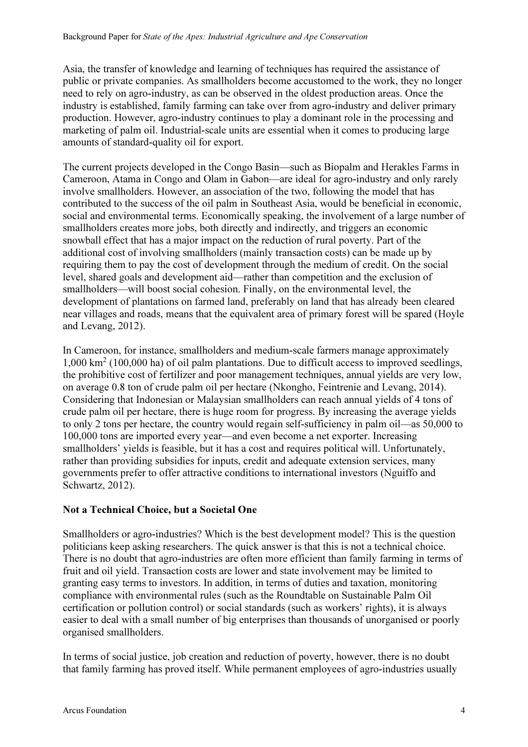Asia, the transfer of knowledge and learning of techniques has required the assistance of public or private companies. As smallholders become accustomed to the work, they no longer need to rely on agro-industry, as can be observed in the oldest production areas. Once the industry is established, family farming can take over from agro-industry and deliver primary production. However, agro-industry continues to play a dominant role in the processing and marketing of palm oil. Industrial-scale units are essential when it comes to producing large amounts of standard-quality oil for export.

The current projects developed in the Congo Basin—such as Biopalm and Herakles Farms in Cameroon, Atama in Congo and Olam in Gabon—are ideal for agro-industry and only rarely involve smallholders. However, an association of the two, following the model that has contributed to the success of the oil palm in Southeast Asia, would be beneficial in economic, social and environmental terms. Economically speaking, the involvement of a large number of smallholders creates more jobs, both directly and indirectly, and triggers an economic snowball effect that has a major impact on the reduction of rural poverty. Part of the additional cost of involving smallholders (mainly transaction costs) can be made up by requiring them to pay the cost of development through the medium of credit. On the social level, shared goals and development aid—rather than competition and the exclusion of smallholders—will boost social cohesion. Finally, on the environmental level, the development of plantations on farmed land, preferably on land that has already been cleared near villages and roads, means that the equivalent area of primary forest will be spared (Hoyle and Levang, 2012).

In Cameroon, for instance, smallholders and medium-scale farmers manage approximately 1,000 km$^2$ (100,000 ha) of oil palm plantations. Due to difficult access to improved seedlings, the prohibitive cost of fertilizer and poor management techniques, annual yields are very low, on average 0.8 ton of crude palm oil per hectare (Nkongho, Feintrenie and Levang, 2014). Considering that Indonesian or Malaysian smallholders can reach annual yields of 4 tons of crude palm oil per hectare, there is huge room for progress. By increasing the average yields to only 2 tons per hectare, the country would regain self-sufficiency in palm oil—as 50,000 to 100,000 tons are imported every year—and even become a net exporter. Increasing smallholders' yields is feasible, but it has a cost and requires political will. Unfortunately, rather than providing subsidies for inputs, credit and adequate extension services, many governments prefer to offer attractive conditions to international investors (Nguiffo and Schwartz, 2012).

**Not a Technical Choice, but a Societal One**

Smallholders or agro-industries? Which is the best development model? This is the question politicians keep asking researchers. The quick answer is that this is not a technical choice. There is no doubt that agro-industries are often more efficient than family farming in terms of fruit and oil yield. Transaction costs are lower and state involvement may be limited to granting easy terms to investors. In addition, in terms of duties and taxation, monitoring compliance with environmental rules (such as the Roundtable on Sustainable Palm Oil certification or pollution control) or social standards (such as workers' rights), it is always easier to deal with a small number of big enterprises than thousands of unorganised or poorly organised smallholders.

In terms of social justice, job creation and reduction of poverty, however, there is no doubt that family farming has proved itself. While permanent employees of agro-industries usually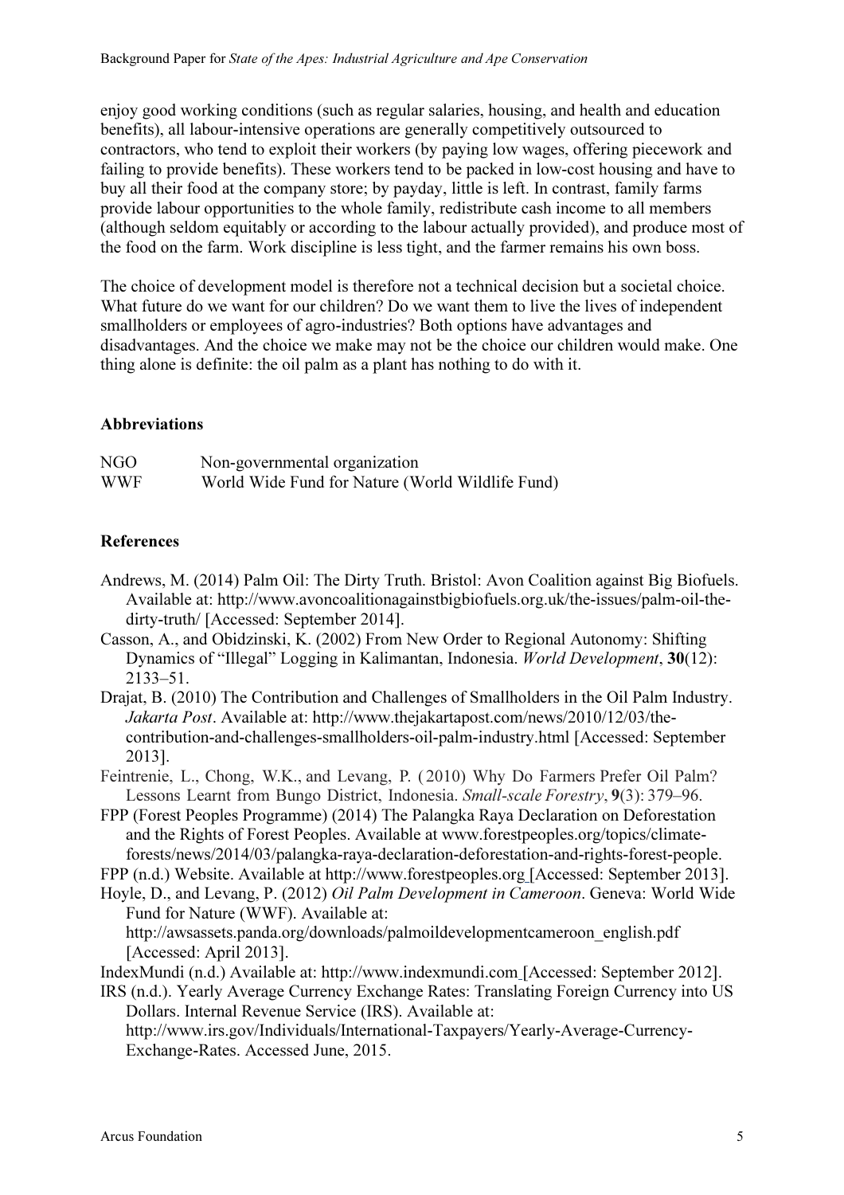enjoy good working conditions (such as regular salaries, housing, and health and education benefits), all labour-intensive operations are generally competitively outsourced to contractors, who tend to exploit their workers (by paying low wages, offering piecework and failing to provide benefits). These workers tend to be packed in low-cost housing and have to buy all their food at the company store; by payday, little is left. In contrast, family farms provide labour opportunities to the whole family, redistribute cash income to all members (although seldom equitably or according to the labour actually provided), and produce most of the food on the farm. Work discipline is less tight, and the farmer remains his own boss.

The choice of development model is therefore not a technical decision but a societal choice. What future do we want for our children? Do we want them to live the lives of independent smallholders or employees of agro-industries? Both options have advantages and disadvantages. And the choice we make may not be the choice our children would make. One thing alone is definite: the oil palm as a plant has nothing to do with it.

## Abbreviations

| | |
|---|---|
| NGO | Non-governmental organization |
| WWF | World Wide Fund for Nature (World Wildlife Fund) |

## References

Andrews, M. (2014) Palm Oil: The Dirty Truth. Bristol: Avon Coalition against Big Biofuels. Available at: http://www.avoncoalitionagainstbigbiofuels.org.uk/the-issues/palm-oil-the-dirty-truth/ [Accessed: September 2014].

Casson, A., and Obidzinski, K. (2002) From New Order to Regional Autonomy: Shifting Dynamics of "Illegal" Logging in Kalimantan, Indonesia. *World Development*, **30**(12): 2133–51.

Drajat, B. (2010) The Contribution and Challenges of Smallholders in the Oil Palm Industry. *Jakarta Post*. Available at: http://www.thejakartapost.com/news/2010/12/03/the-contribution-and-challenges-smallholders-oil-palm-industry.html [Accessed: September 2013].

Feintrenie, L., Chong, W.K., and Levang, P. (2010) Why Do Farmers Prefer Oil Palm? Lessons Learnt from Bungo District, Indonesia. *Small-scale Forestry*, **9**(3): 379–96.

FPP (Forest Peoples Programme) (2014) The Palangka Raya Declaration on Deforestation and the Rights of Forest Peoples. Available at www.forestpeoples.org/topics/climate-forests/news/2014/03/palangka-raya-declaration-deforestation-and-rights-forest-people.

FPP (n.d.) Website. Available at http://www.forestpeoples.org [Accessed: September 2013].

Hoyle, D., and Levang, P. (2012) *Oil Palm Development in Cameroon*. Geneva: World Wide Fund for Nature (WWF). Available at: http://awsassets.panda.org/downloads/palmoildevelopmentcameroon_english.pdf [Accessed: April 2013].

IndexMundi (n.d.) Available at: http://www.indexmundi.com [Accessed: September 2012].

IRS (n.d.). Yearly Average Currency Exchange Rates: Translating Foreign Currency into US Dollars. Internal Revenue Service (IRS). Available at: http://www.irs.gov/Individuals/International-Taxpayers/Yearly-Average-Currency-Exchange-Rates. Accessed June, 2015.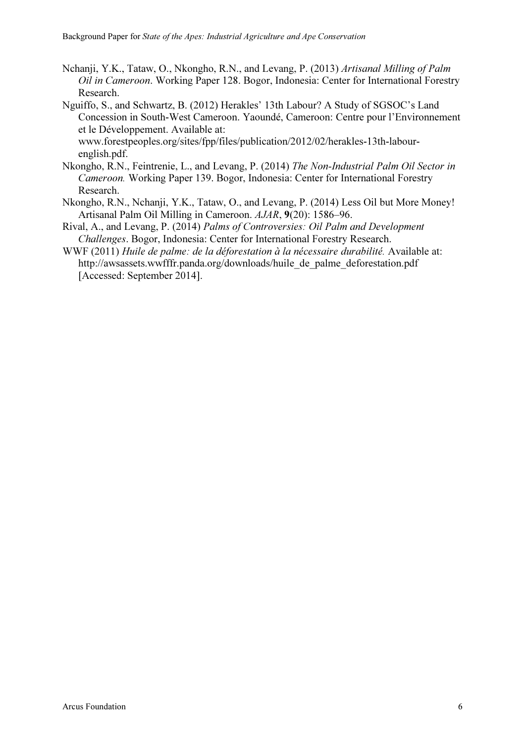Nchanji, Y.K., Tataw, O., Nkongho, R.N., and Levang, P. (2013) *Artisanal Milling of Palm Oil in Cameroon*. Working Paper 128. Bogor, Indonesia: Center for International Forestry Research.

Nguiffo, S., and Schwartz, B. (2012) Herakles' 13th Labour? A Study of SGSOC's Land Concession in South-West Cameroon. Yaoundé, Cameroon: Centre pour l'Environnement et le Développement. Available at: www.forestpeoples.org/sites/fpp/files/publication/2012/02/herakles-13th-labour-english.pdf.

Nkongho, R.N., Feintrenie, L., and Levang, P. (2014) *The Non-Industrial Palm Oil Sector in Cameroon.* Working Paper 139. Bogor, Indonesia: Center for International Forestry Research.

Nkongho, R.N., Nchanji, Y.K., Tataw, O., and Levang, P. (2014) Less Oil but More Money! Artisanal Palm Oil Milling in Cameroon. *AJAR*, **9**(20): 1586–96.

Rival, A., and Levang, P. (2014) *Palms of Controversies: Oil Palm and Development Challenges*. Bogor, Indonesia: Center for International Forestry Research.

WWF (2011) *Huile de palme: de la déforestation à la nécessaire durabilité.* Available at: http://awsassets.wwfffr.panda.org/downloads/huile_de_palme_deforestation.pdf [Accessed: September 2014].